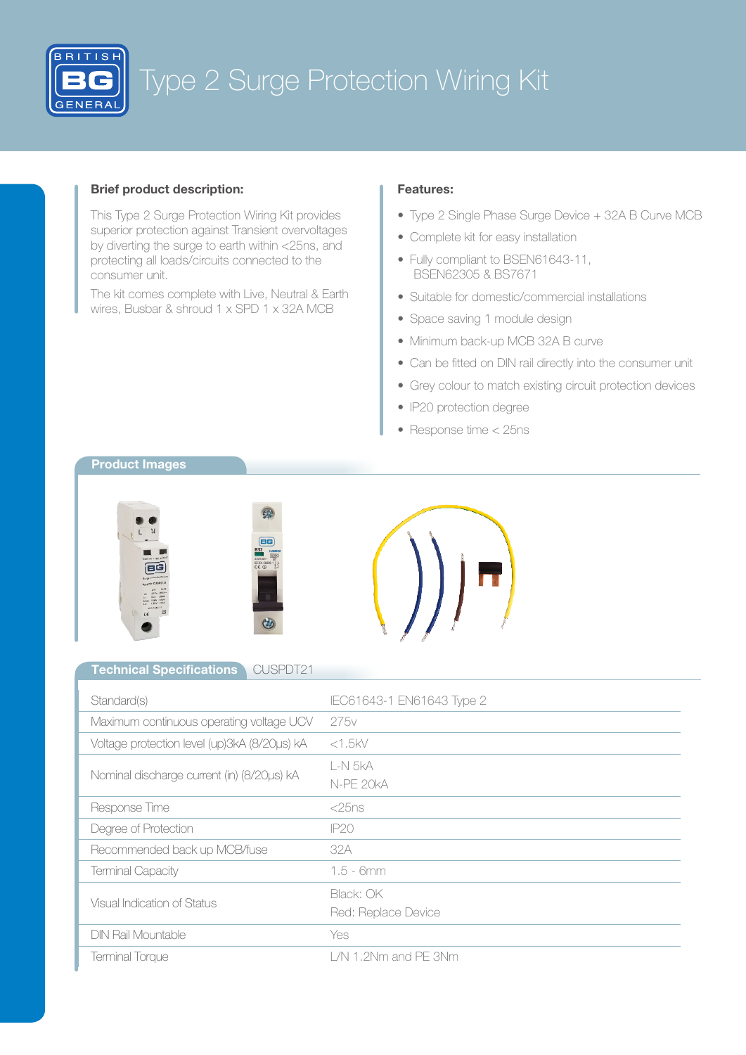# Type 2 Surge Protection Wiring Kit

### Brief product description:

This Type 2 Surge Protection Wiring Kit provides superior protection against Transient overvoltages by diverting the surge to earth within <25ns, and protecting all loads/circuits connected to the consumer unit.

The kit comes complete with Live, Neutral & Earth wires, Busbar & shroud 1 x SPD 1 x 32A MCB

### Features:

- Type 2 Single Phase Surge Device + 32A B Curve MCB
- Complete kit for easy installation
- Fully compliant to BSEN61643-11, BSEN62305 & BS7671
- Suitable for domestic/commercial installations
- Space saving 1 module design
- Minimum back-up MCB 32A B curve
- Can be fitted on DIN rail directly into the consumer unit
- Grey colour to match existing circuit protection devices
- IP20 protection degree
- Response time < 25ns

## Product Images

## Technical Specifications CUSPDT21

| | |
|---|---|
| Standard(s) | IEC61643-1 EN61643 Type 2 |
| Maximum continuous operating voltage UCV | 275v |
| Voltage protection level (up)3kA (8/20µs) kA | <1.5kV |
| Nominal discharge current (in) (8/20µs) kA | L-N 5kA<br>N-PE 20kA |
| Response Time | <25ns |
| Degree of Protection | IP20 |
| Recommended back up MCB/fuse | 32A |
| Terminal Capacity | 1.5 - 6mm |
| Visual Indication of Status | Black: OK<br>Red: Replace Device |
| DIN Rail Mountable | Yes |
| Terminal Torque | L/N 1.2Nm and PE 3Nm |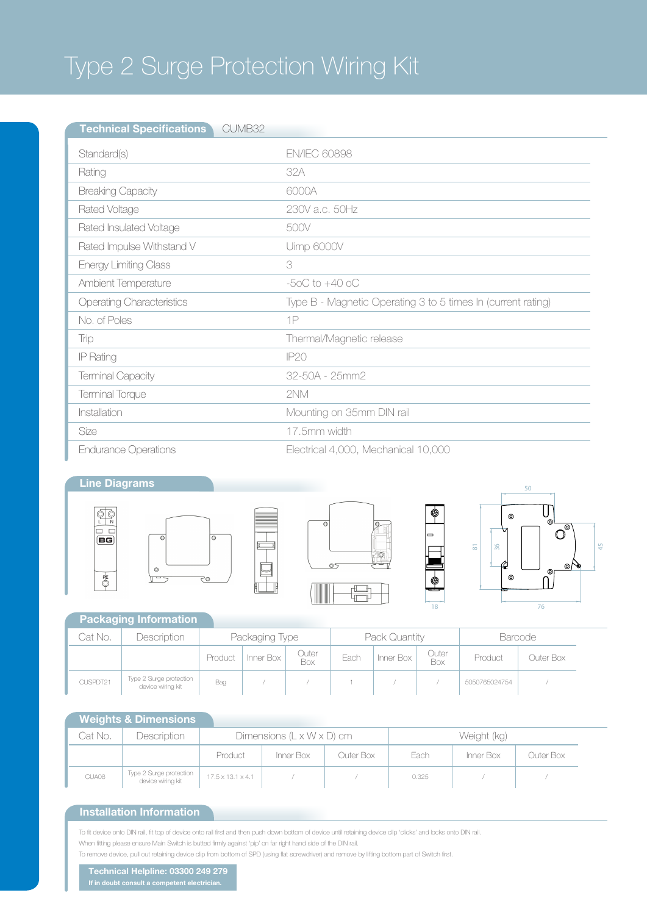# Type 2 Surge Protection Wiring Kit

## Technical Specifications

CUMB32

| | |
|---|---|
| Standard(s) | EN/IEC 60898 |
| Rating | 32A |
| Breaking Capacity | 6000A |
| Rated Voltage | 230V a.c. 50Hz |
| Rated Insulated Voltage | 500V |
| Rated Impulse Withstand V | Uimp 6000V |
| Energy Limiting Class | 3 |
| Ambient Temperature | -5oC to +40 oC |
| Operating Characteristics | Type B - Magnetic Operating 3 to 5 times In (current rating) |
| No. of Poles | 1P |
| Trip | Thermal/Magnetic release |
| IP Rating | IP20 |
| Terminal Capacity | 32-50A - 25mm2 |
| Terminal Torque | 2NM |
| Installation | Mounting on 35mm DIN rail |
| Size | 17.5mm width |
| Endurance Operations | Electrical 4,000, Mechanical 10,000 |

## Line Diagrams

L N
BG
PE

50
81
36
45
18
76

## Packaging Information

| Cat No. | Description | Packaging Type | | | Pack Quantity | | | Barcode | |
|---|---|---|---|---|---|---|---|---|---|
| | | Product | Inner Box | Outer Box | Each | Inner Box | Outer Box | Product | Outer Box |
| CUSPDT21 | Type 2 Surge protection device wiring kit | Bag | / | / | 1 | / | / | 5050765024754 | / |

## Weights & Dimensions

| Cat No. | Description | Dimensions (L x W x D) cm | | | Weight (kg) | | |
|---|---|---|---|---|---|---|---|
| | | Product | Inner Box | Outer Box | Each | Inner Box | Outer Box |
| CUA08 | Type 2 Surge protection device wiring kit | 17.5 x 13.1 x 4.1 | / | / | 0.325 | / | / |

## Installation Information

To fit device onto DIN rail, fit top of device onto rail first and then push down bottom of device until retaining device clip 'clicks' and locks onto DIN rail.

When fitting please ensure Main Switch is butted firmly against 'pip' on far right hand side of the DIN rail.

To remove device, pull out retaining device clip from bottom of SPD (using flat screwdriver) and remove by lifting bottom part of Switch first.

**Technical Helpline: 03300 249 279**

**If in doubt consult a competent electrician.**